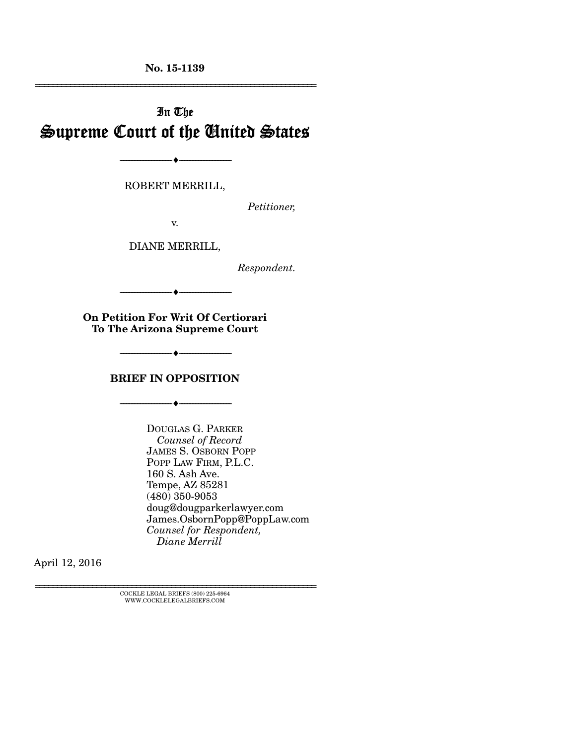**No. 15-1139**

---

# In The
# Supreme Court of the United States

---

ROBERT MERRILL,

*Petitioner,*

v.

DIANE MERRILL,

*Respondent.*

---

**On Petition For Writ Of Certiorari
To The Arizona Supreme Court**

---

**BRIEF IN OPPOSITION**

---

DOUGLAS G. PARKER
*Counsel of Record*
JAMES S. OSBORN POPP
POPP LAW FIRM, P.L.C.
160 S. Ash Ave.
Tempe, AZ 85281
(480) 350-9053
doug@dougparkerlawyer.com
James.OsbornPopp@PoppLaw.com
*Counsel for Respondent,
Diane Merrill*

April 12, 2016

---

COCKLE LEGAL BRIEFS (800) 225-6964
WWW.COCKLELEGALBRIEFS.COM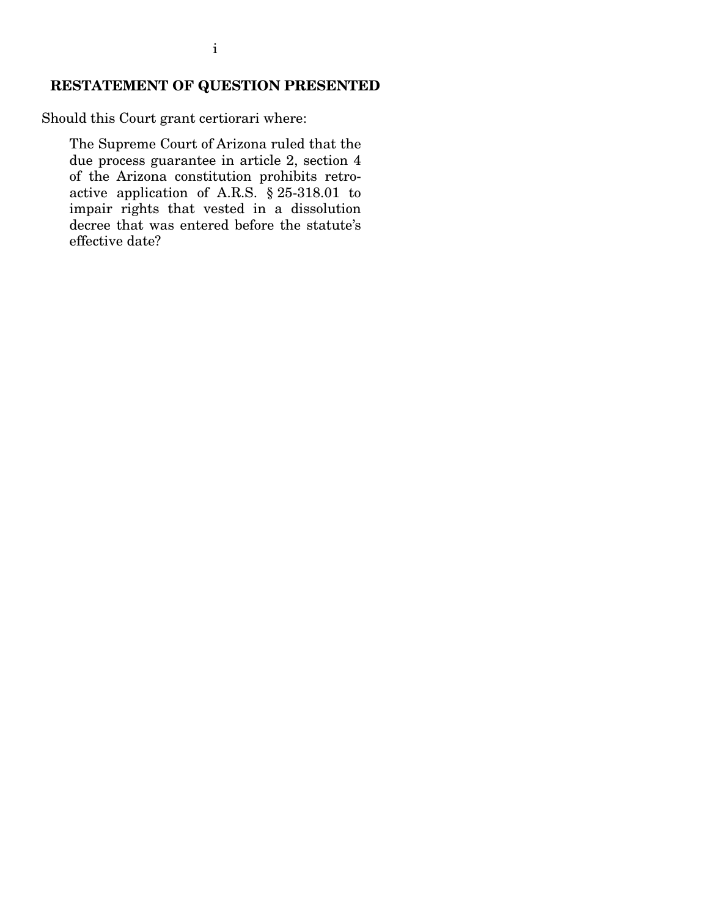## RESTATEMENT OF QUESTION PRESENTED

Should this Court grant certiorari where:

> The Supreme Court of Arizona ruled that the due process guarantee in article 2, section 4 of the Arizona constitution prohibits retroactive application of A.R.S. § 25-318.01 to impair rights that vested in a dissolution decree that was entered before the statute's effective date?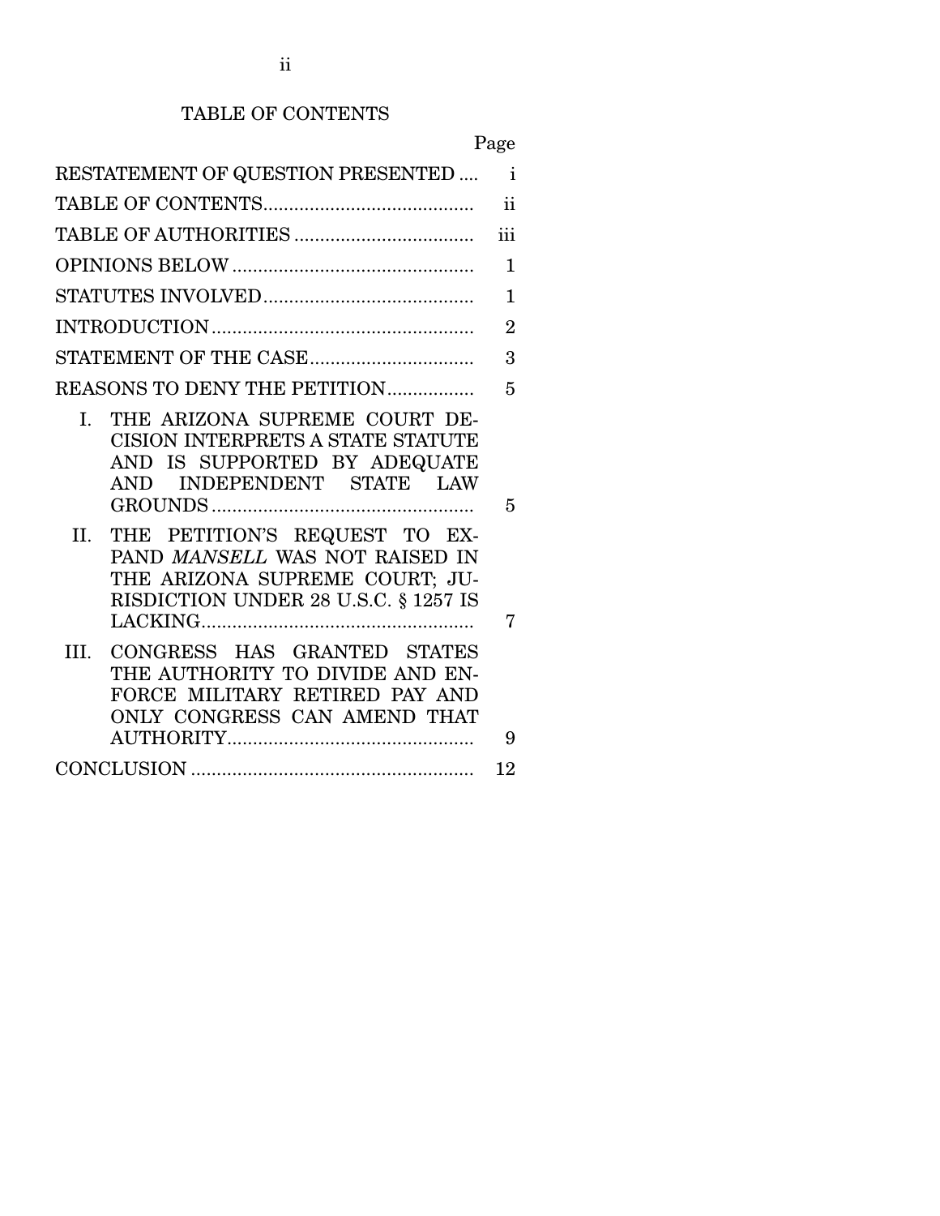# TABLE OF CONTENTS

| | Page |
|---|---|
| RESTATEMENT OF QUESTION PRESENTED | i |
| TABLE OF CONTENTS | ii |
| TABLE OF AUTHORITIES | iii |
| OPINIONS BELOW | 1 |
| STATUTES INVOLVED | 1 |
| INTRODUCTION | 2 |
| STATEMENT OF THE CASE | 3 |
| REASONS TO DENY THE PETITION | 5 |
| I. THE ARIZONA SUPREME COURT DECISION INTERPRETS A STATE STATUTE AND IS SUPPORTED BY ADEQUATE AND INDEPENDENT STATE LAW GROUNDS | 5 |
| II. THE PETITION'S REQUEST TO EXPAND *MANSELL* WAS NOT RAISED IN THE ARIZONA SUPREME COURT; JURISDICTION UNDER 28 U.S.C. § 1257 IS LACKING | 7 |
| III. CONGRESS HAS GRANTED STATES THE AUTHORITY TO DIVIDE AND ENFORCE MILITARY RETIRED PAY AND ONLY CONGRESS CAN AMEND THAT AUTHORITY | 9 |
| CONCLUSION | 12 |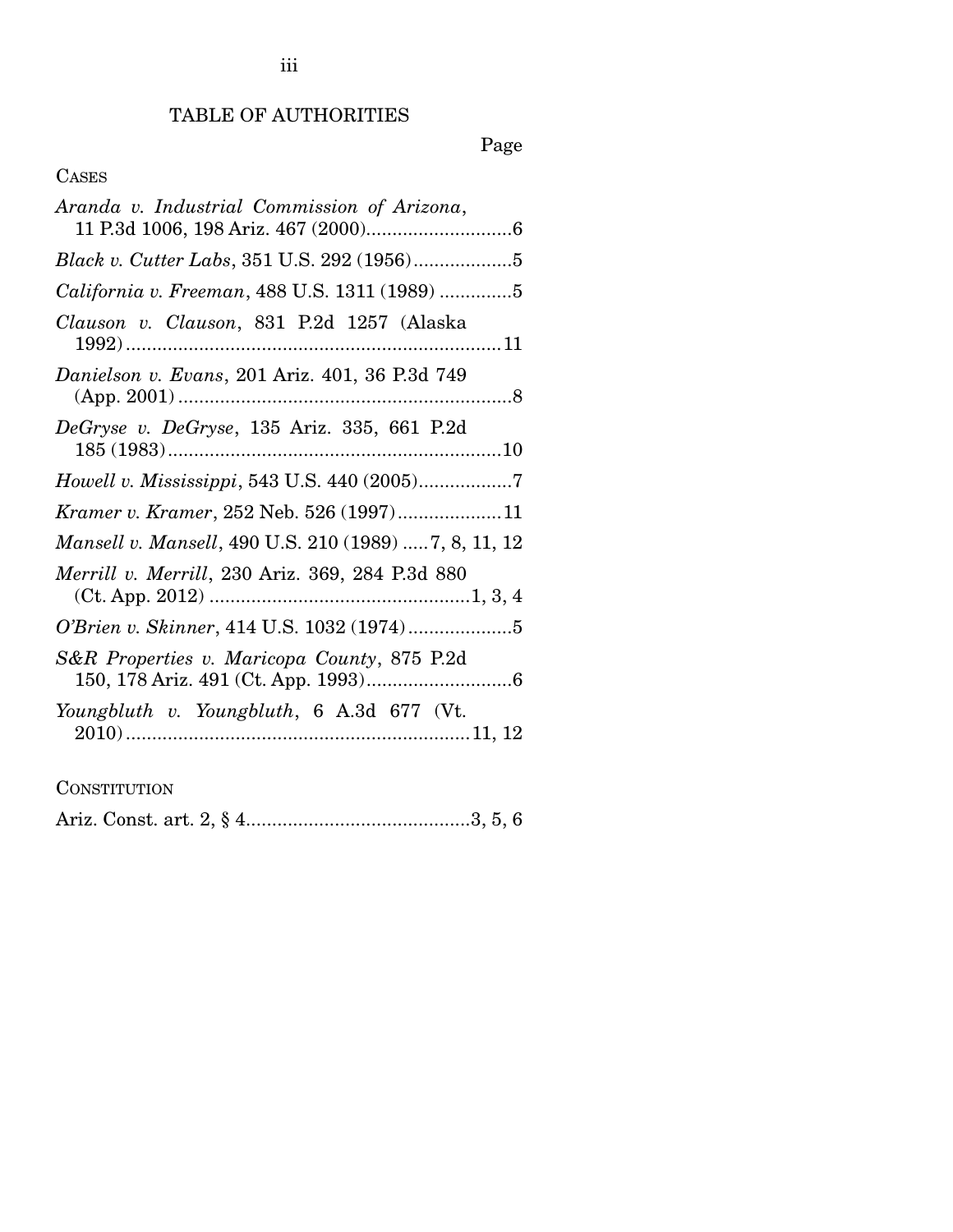# TABLE OF AUTHORITIES

Page

## CASES

*Aranda v. Industrial Commission of Arizona*, 11 P.3d 1006, 198 Ariz. 467 (2000) ............................6

*Black v. Cutter Labs*, 351 U.S. 292 (1956) ...................5

*California v. Freeman*, 488 U.S. 1311 (1989) .............5

*Clauson v. Clauson*, 831 P.2d 1257 (Alaska 1992) ........................................................................11

*Danielson v. Evans*, 201 Ariz. 401, 36 P.3d 749 (App. 2001) ................................................................8

*DeGryse v. DeGryse*, 135 Ariz. 335, 661 P.2d 185 (1983) ................................................................10

*Howell v. Mississippi*, 543 U.S. 440 (2005) ..................7

*Kramer v. Kramer*, 252 Neb. 526 (1997) ....................11

*Mansell v. Mansell*, 490 U.S. 210 (1989) .....7, 8, 11, 12

*Merrill v. Merrill*, 230 Ariz. 369, 284 P.3d 880 (Ct. App. 2012) .................................................1, 3, 4

*O'Brien v. Skinner*, 414 U.S. 1032 (1974) ....................5

*S&R Properties v. Maricopa County*, 875 P.2d 150, 178 Ariz. 491 (Ct. App. 1993) ............................6

*Youngbluth v. Youngbluth*, 6 A.3d 677 (Vt. 2010) .................................................................11, 12

## CONSTITUTION

Ariz. Const. art. 2, § 4 ...........................................3, 5, 6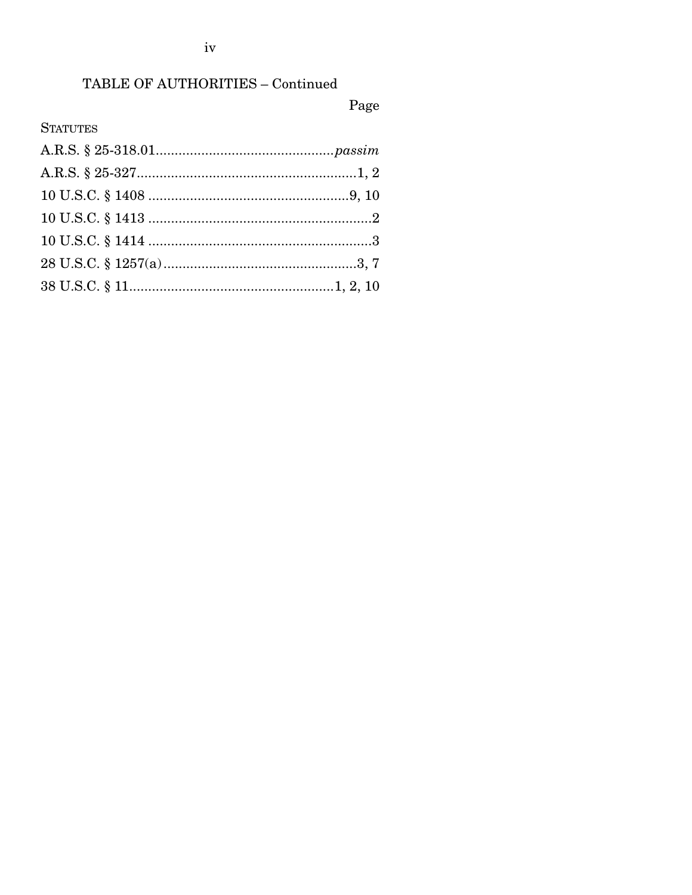TABLE OF AUTHORITIES – Continued

Page

STATUTES

A.R.S. § 25-318.01............................................*passim*

A.R.S. § 25-327..........................................................1, 2

10 U.S.C. § 1408 ....................................................9, 10

10 U.S.C. § 1413 ..........................................................2

10 U.S.C. § 1414 ..........................................................3

28 U.S.C. § 1257(a) ...................................................3, 7

38 U.S.C. § 11.....................................................1, 2, 10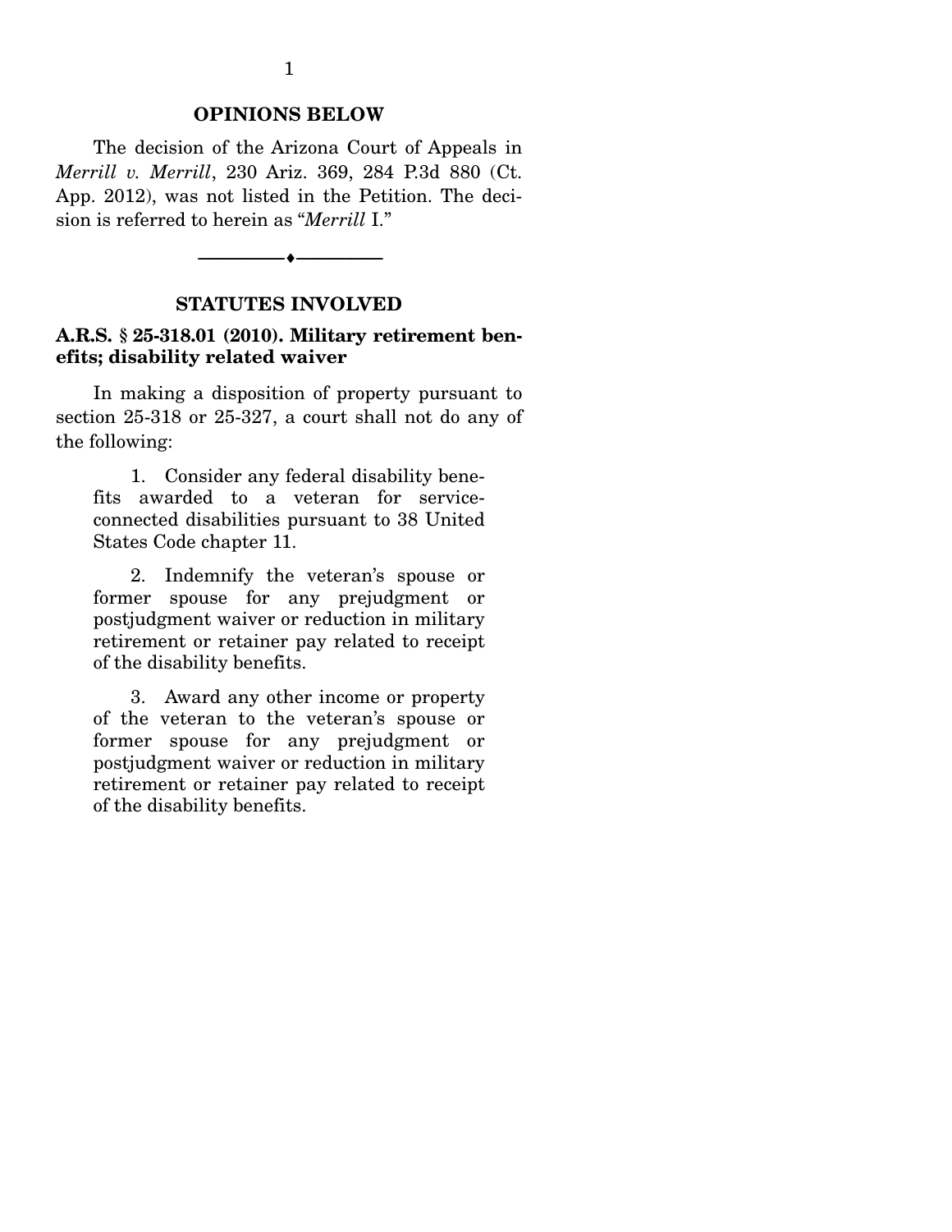## OPINIONS BELOW

The decision of the Arizona Court of Appeals in *Merrill v. Merrill*, 230 Ariz. 369, 284 P.3d 880 (Ct. App. 2012), was not listed in the Petition. The decision is referred to herein as "*Merrill* I."

---

## STATUTES INVOLVED

### A.R.S. § 25-318.01 (2010). Military retirement benefits; disability related waiver

In making a disposition of property pursuant to section 25-318 or 25-327, a court shall not do any of the following:

1. Consider any federal disability benefits awarded to a veteran for service-connected disabilities pursuant to 38 United States Code chapter 11.

2. Indemnify the veteran's spouse or former spouse for any prejudgment or postjudgment waiver or reduction in military retirement or retainer pay related to receipt of the disability benefits.

3. Award any other income or property of the veteran to the veteran's spouse or former spouse for any prejudgment or postjudgment waiver or reduction in military retirement or retainer pay related to receipt of the disability benefits.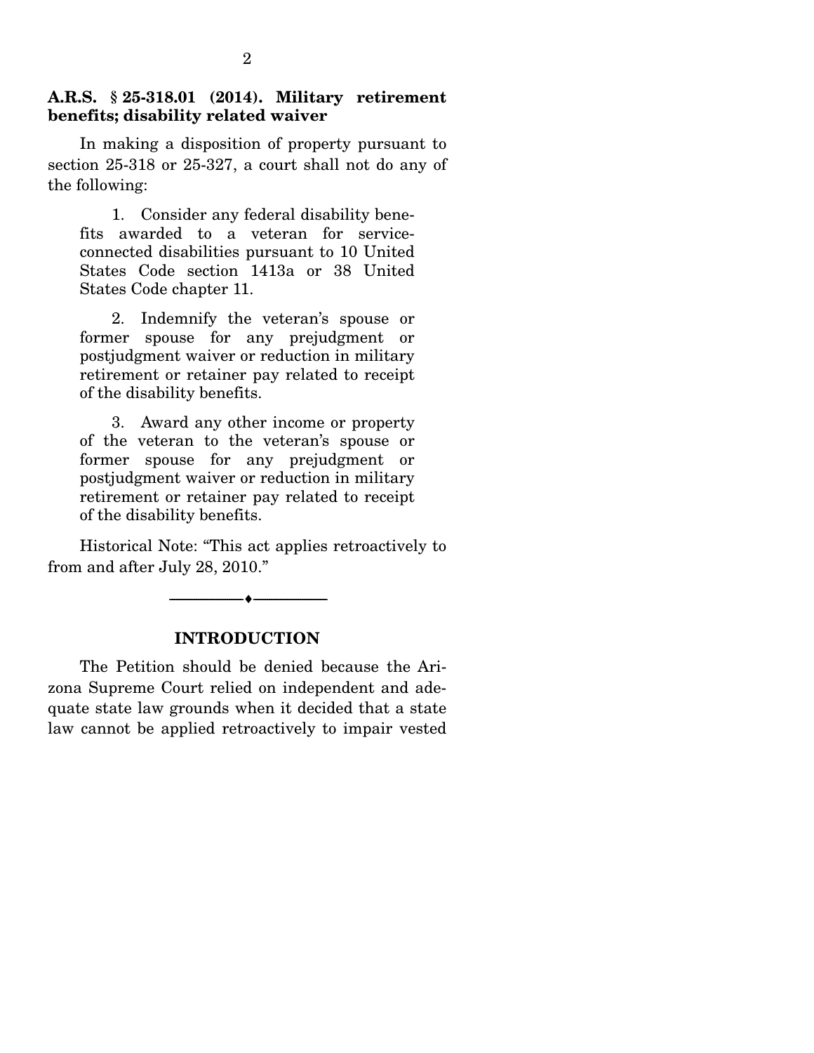**A.R.S. § 25-318.01 (2014). Military retirement benefits; disability related waiver**

In making a disposition of property pursuant to section 25-318 or 25-327, a court shall not do any of the following:

> 1. Consider any federal disability benefits awarded to a veteran for service-connected disabilities pursuant to 10 United States Code section 1413a or 38 United States Code chapter 11.
>
> 2. Indemnify the veteran's spouse or former spouse for any prejudgment or postjudgment waiver or reduction in military retirement or retainer pay related to receipt of the disability benefits.
>
> 3. Award any other income or property of the veteran to the veteran's spouse or former spouse for any prejudgment or postjudgment waiver or reduction in military retirement or retainer pay related to receipt of the disability benefits.

Historical Note: "This act applies retroactively to from and after July 28, 2010."

---

## INTRODUCTION

The Petition should be denied because the Arizona Supreme Court relied on independent and adequate state law grounds when it decided that a state law cannot be applied retroactively to impair vested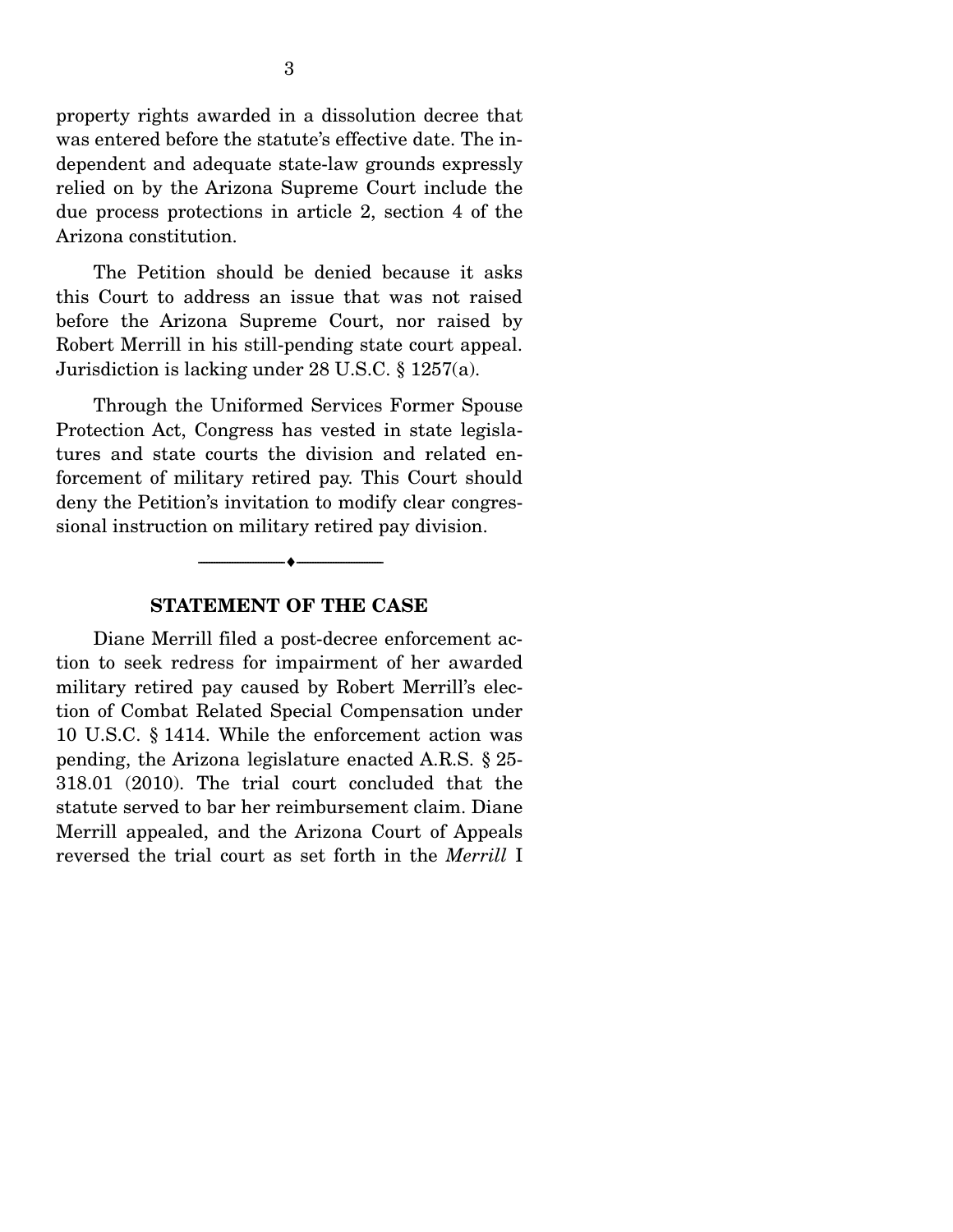property rights awarded in a dissolution decree that was entered before the statute's effective date. The independent and adequate state-law grounds expressly relied on by the Arizona Supreme Court include the due process protections in article 2, section 4 of the Arizona constitution.

The Petition should be denied because it asks this Court to address an issue that was not raised before the Arizona Supreme Court, nor raised by Robert Merrill in his still-pending state court appeal. Jurisdiction is lacking under 28 U.S.C. § 1257(a).

Through the Uniformed Services Former Spouse Protection Act, Congress has vested in state legislatures and state courts the division and related enforcement of military retired pay. This Court should deny the Petition's invitation to modify clear congressional instruction on military retired pay division.

---

## STATEMENT OF THE CASE

Diane Merrill filed a post-decree enforcement action to seek redress for impairment of her awarded military retired pay caused by Robert Merrill's election of Combat Related Special Compensation under 10 U.S.C. § 1414. While the enforcement action was pending, the Arizona legislature enacted A.R.S. § 25-318.01 (2010). The trial court concluded that the statute served to bar her reimbursement claim. Diane Merrill appealed, and the Arizona Court of Appeals reversed the trial court as set forth in the *Merrill* I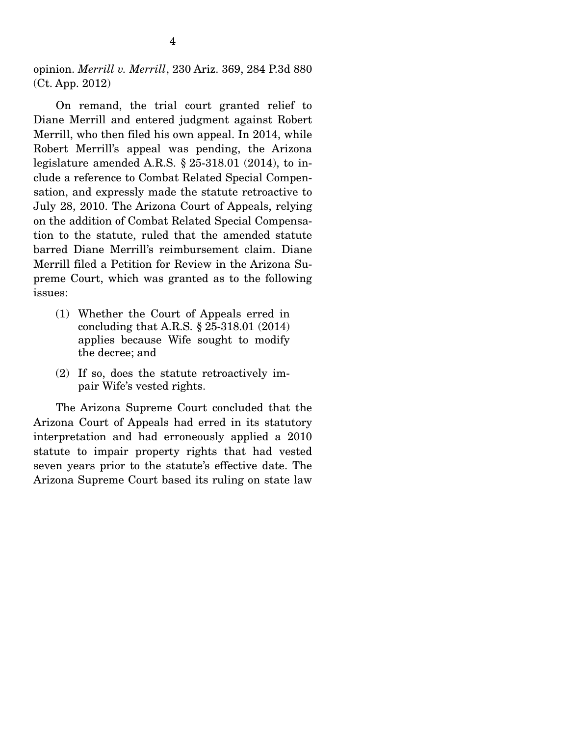opinion. *Merrill v. Merrill*, 230 Ariz. 369, 284 P.3d 880 (Ct. App. 2012)

On remand, the trial court granted relief to Diane Merrill and entered judgment against Robert Merrill, who then filed his own appeal. In 2014, while Robert Merrill's appeal was pending, the Arizona legislature amended A.R.S. § 25-318.01 (2014), to include a reference to Combat Related Special Compensation, and expressly made the statute retroactive to July 28, 2010. The Arizona Court of Appeals, relying on the addition of Combat Related Special Compensation to the statute, ruled that the amended statute barred Diane Merrill's reimbursement claim. Diane Merrill filed a Petition for Review in the Arizona Supreme Court, which was granted as to the following issues:

(1) Whether the Court of Appeals erred in concluding that A.R.S. § 25-318.01 (2014) applies because Wife sought to modify the decree; and

(2) If so, does the statute retroactively impair Wife's vested rights.

The Arizona Supreme Court concluded that the Arizona Court of Appeals had erred in its statutory interpretation and had erroneously applied a 2010 statute to impair property rights that had vested seven years prior to the statute's effective date. The Arizona Supreme Court based its ruling on state law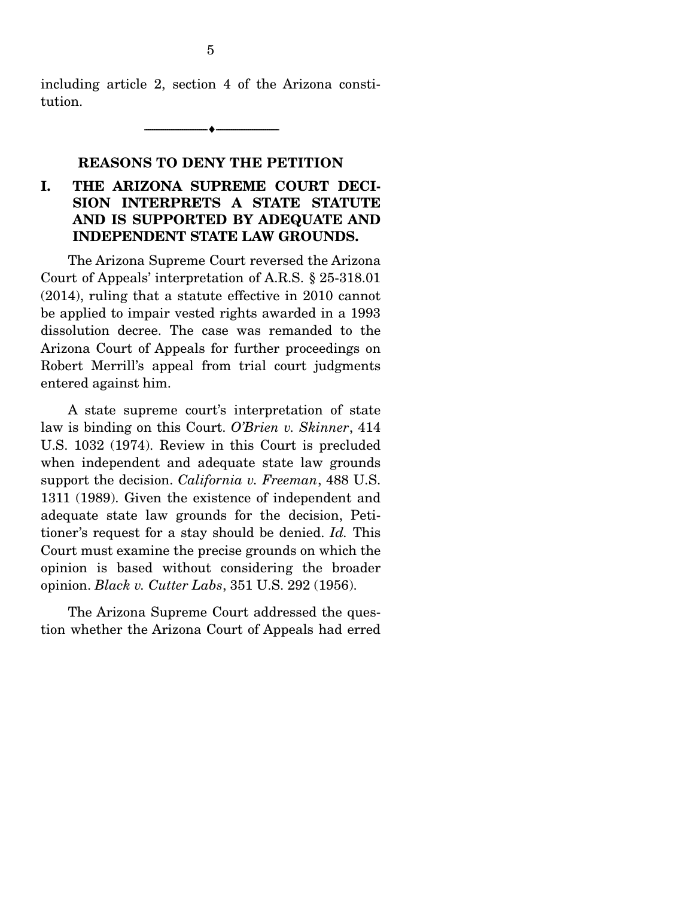including article 2, section 4 of the Arizona constitution.

---

## REASONS TO DENY THE PETITION

### I. THE ARIZONA SUPREME COURT DECISION INTERPRETS A STATE STATUTE AND IS SUPPORTED BY ADEQUATE AND INDEPENDENT STATE LAW GROUNDS.

The Arizona Supreme Court reversed the Arizona Court of Appeals' interpretation of A.R.S. § 25-318.01 (2014), ruling that a statute effective in 2010 cannot be applied to impair vested rights awarded in a 1993 dissolution decree. The case was remanded to the Arizona Court of Appeals for further proceedings on Robert Merrill's appeal from trial court judgments entered against him.

A state supreme court's interpretation of state law is binding on this Court. *O'Brien v. Skinner*, 414 U.S. 1032 (1974). Review in this Court is precluded when independent and adequate state law grounds support the decision. *California v. Freeman*, 488 U.S. 1311 (1989). Given the existence of independent and adequate state law grounds for the decision, Petitioner's request for a stay should be denied. *Id.* This Court must examine the precise grounds on which the opinion is based without considering the broader opinion. *Black v. Cutter Labs*, 351 U.S. 292 (1956).

The Arizona Supreme Court addressed the question whether the Arizona Court of Appeals had erred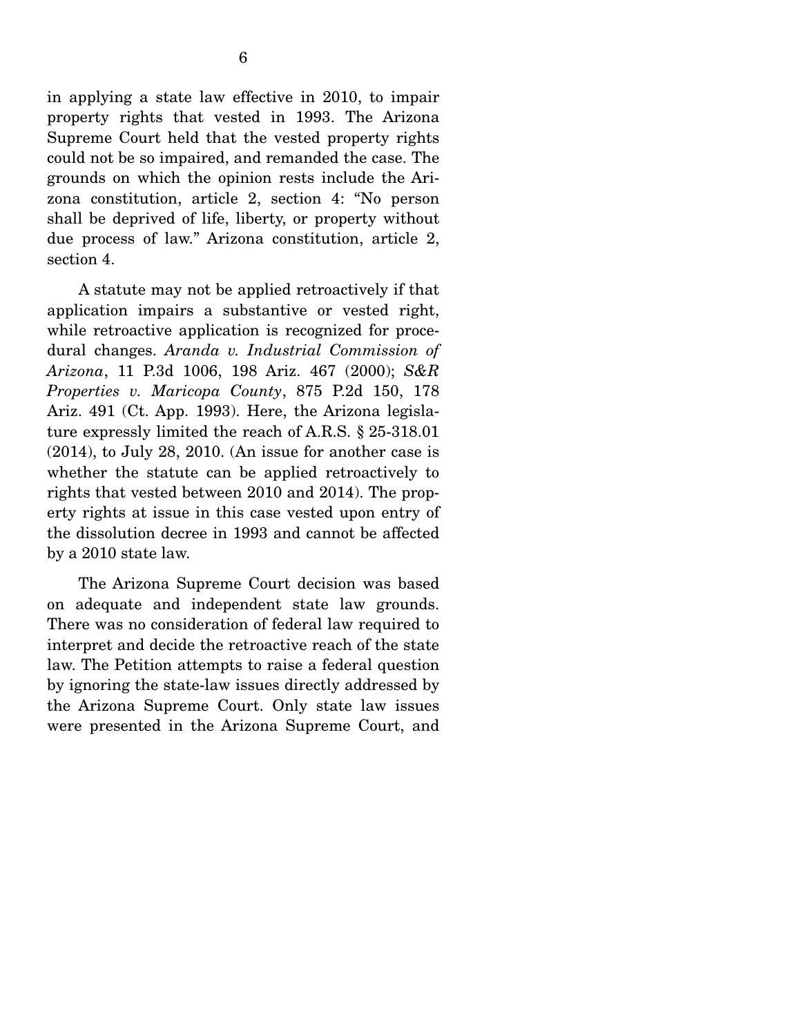in applying a state law effective in 2010, to impair property rights that vested in 1993. The Arizona Supreme Court held that the vested property rights could not be so impaired, and remanded the case. The grounds on which the opinion rests include the Arizona constitution, article 2, section 4: "No person shall be deprived of life, liberty, or property without due process of law." Arizona constitution, article 2, section 4.

A statute may not be applied retroactively if that application impairs a substantive or vested right, while retroactive application is recognized for procedural changes. *Aranda v. Industrial Commission of Arizona*, 11 P.3d 1006, 198 Ariz. 467 (2000); *S&R Properties v. Maricopa County*, 875 P.2d 150, 178 Ariz. 491 (Ct. App. 1993). Here, the Arizona legislature expressly limited the reach of A.R.S. § 25-318.01 (2014), to July 28, 2010. (An issue for another case is whether the statute can be applied retroactively to rights that vested between 2010 and 2014). The property rights at issue in this case vested upon entry of the dissolution decree in 1993 and cannot be affected by a 2010 state law.

The Arizona Supreme Court decision was based on adequate and independent state law grounds. There was no consideration of federal law required to interpret and decide the retroactive reach of the state law. The Petition attempts to raise a federal question by ignoring the state-law issues directly addressed by the Arizona Supreme Court. Only state law issues were presented in the Arizona Supreme Court, and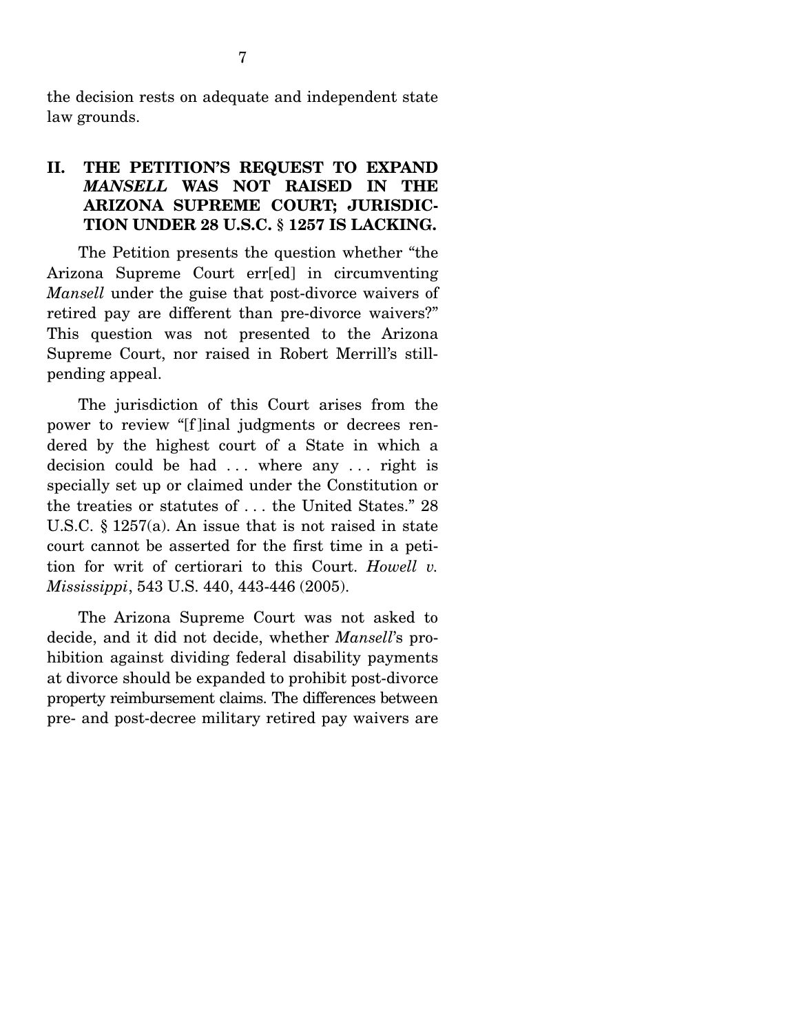the decision rests on adequate and independent state law grounds.

## II. THE PETITION'S REQUEST TO EXPAND *MANSELL* WAS NOT RAISED IN THE ARIZONA SUPREME COURT; JURISDICTION UNDER 28 U.S.C. § 1257 IS LACKING.

The Petition presents the question whether "the Arizona Supreme Court err[ed] in circumventing *Mansell* under the guise that post-divorce waivers of retired pay are different than pre-divorce waivers?" This question was not presented to the Arizona Supreme Court, nor raised in Robert Merrill's still-pending appeal.

The jurisdiction of this Court arises from the power to review "[f]inal judgments or decrees rendered by the highest court of a State in which a decision could be had . . . where any . . . right is specially set up or claimed under the Constitution or the treaties or statutes of . . . the United States." 28 U.S.C. § 1257(a). An issue that is not raised in state court cannot be asserted for the first time in a petition for writ of certiorari to this Court. *Howell v. Mississippi*, 543 U.S. 440, 443-446 (2005).

The Arizona Supreme Court was not asked to decide, and it did not decide, whether *Mansell*'s prohibition against dividing federal disability payments at divorce should be expanded to prohibit post-divorce property reimbursement claims. The differences between pre- and post-decree military retired pay waivers are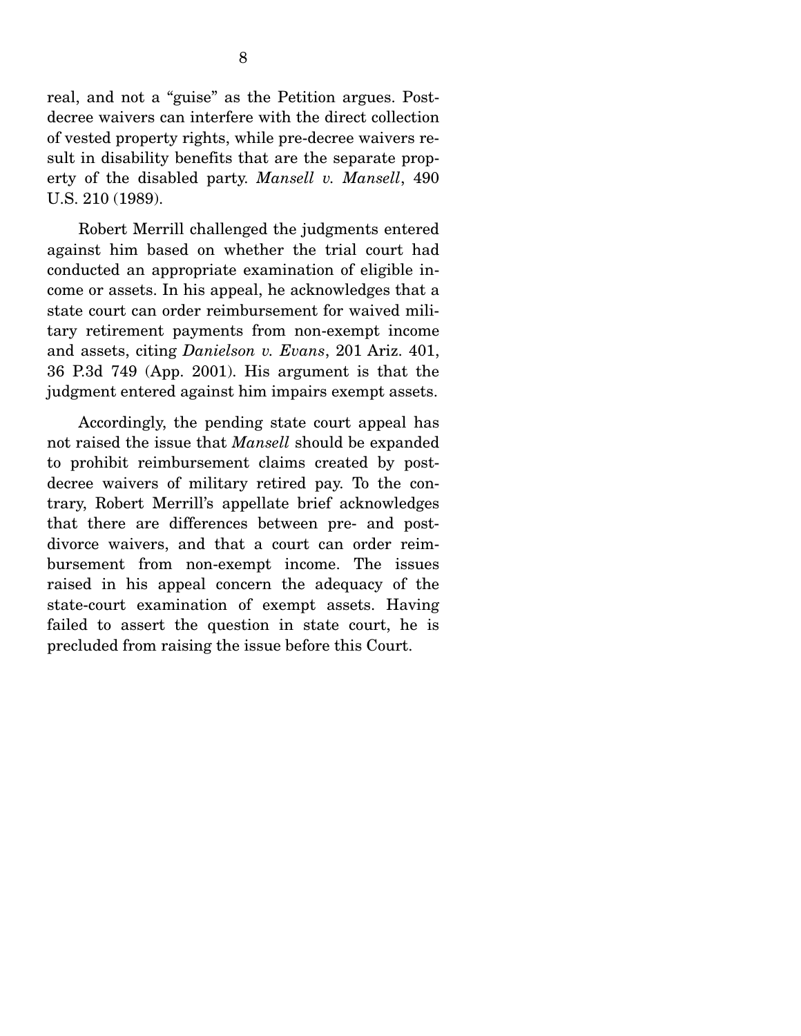real, and not a "guise" as the Petition argues. Post-decree waivers can interfere with the direct collection of vested property rights, while pre-decree waivers result in disability benefits that are the separate property of the disabled party. *Mansell v. Mansell*, 490 U.S. 210 (1989).

Robert Merrill challenged the judgments entered against him based on whether the trial court had conducted an appropriate examination of eligible income or assets. In his appeal, he acknowledges that a state court can order reimbursement for waived military retirement payments from non-exempt income and assets, citing *Danielson v. Evans*, 201 Ariz. 401, 36 P.3d 749 (App. 2001). His argument is that the judgment entered against him impairs exempt assets.

Accordingly, the pending state court appeal has not raised the issue that *Mansell* should be expanded to prohibit reimbursement claims created by post-decree waivers of military retired pay. To the contrary, Robert Merrill's appellate brief acknowledges that there are differences between pre- and post-divorce waivers, and that a court can order reimbursement from non-exempt income. The issues raised in his appeal concern the adequacy of the state-court examination of exempt assets. Having failed to assert the question in state court, he is precluded from raising the issue before this Court.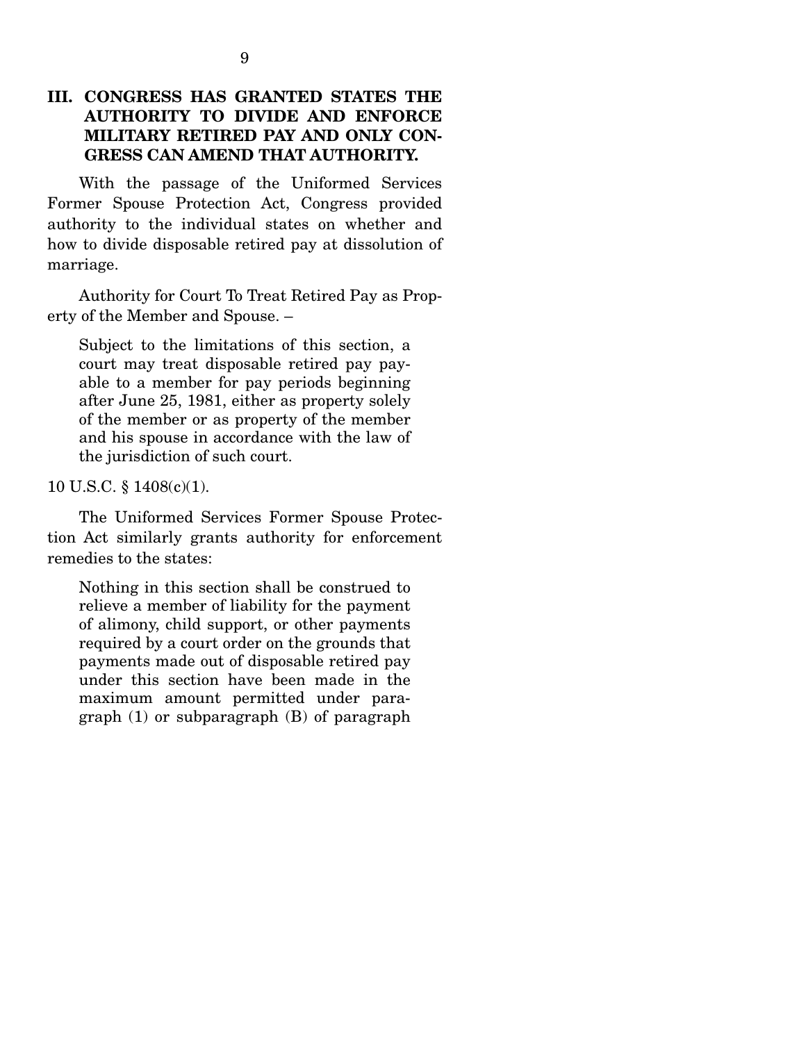## III. CONGRESS HAS GRANTED STATES THE AUTHORITY TO DIVIDE AND ENFORCE MILITARY RETIRED PAY AND ONLY CONGRESS CAN AMEND THAT AUTHORITY.

With the passage of the Uniformed Services Former Spouse Protection Act, Congress provided authority to the individual states on whether and how to divide disposable retired pay at dissolution of marriage.

Authority for Court To Treat Retired Pay as Property of the Member and Spouse. –

> Subject to the limitations of this section, a court may treat disposable retired pay payable to a member for pay periods beginning after June 25, 1981, either as property solely of the member or as property of the member and his spouse in accordance with the law of the jurisdiction of such court.

10 U.S.C. § 1408(c)(1).

The Uniformed Services Former Spouse Protection Act similarly grants authority for enforcement remedies to the states:

> Nothing in this section shall be construed to relieve a member of liability for the payment of alimony, child support, or other payments required by a court order on the grounds that payments made out of disposable retired pay under this section have been made in the maximum amount permitted under paragraph (1) or subparagraph (B) of paragraph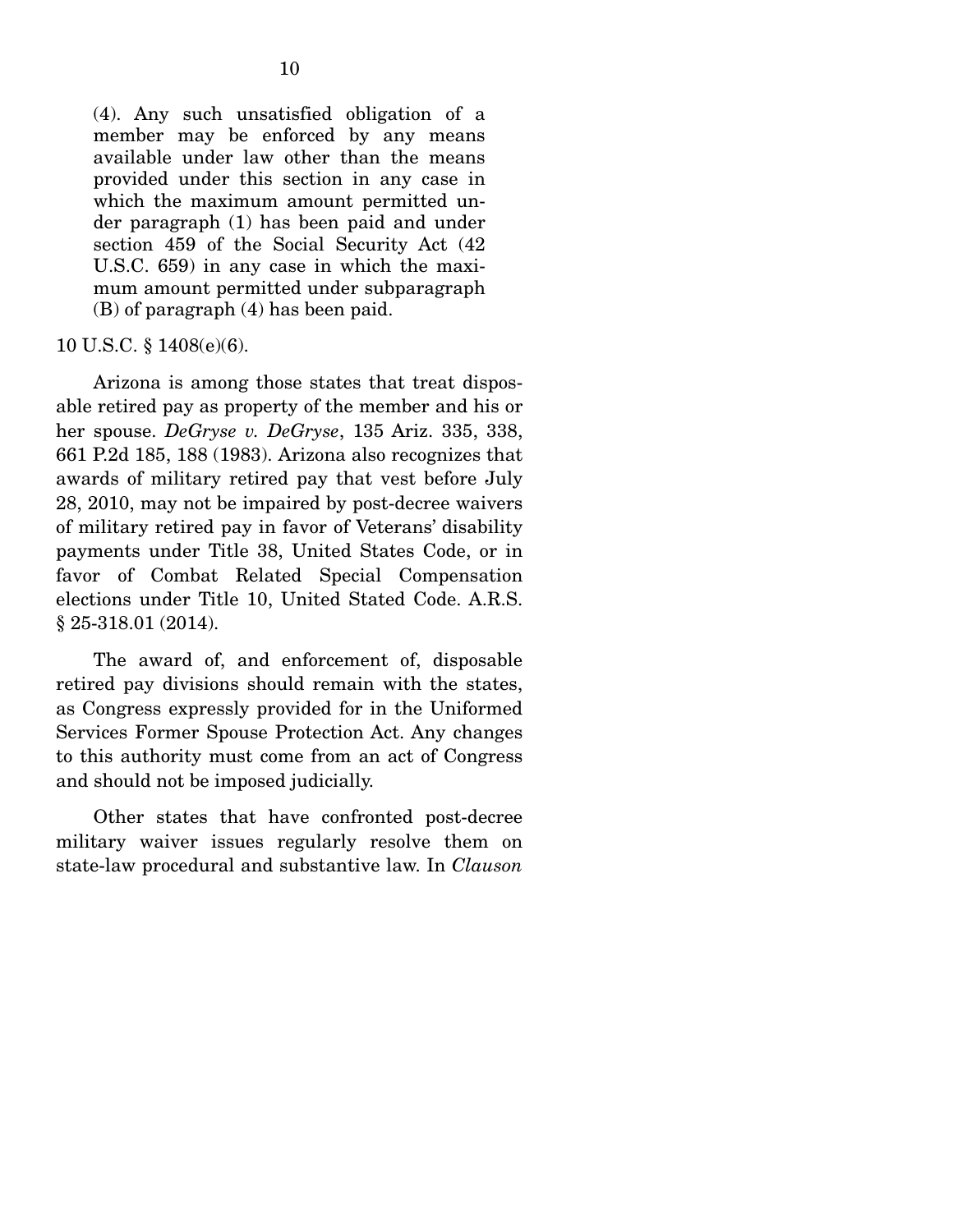> (4). Any such unsatisfied obligation of a member may be enforced by any means available under law other than the means provided under this section in any case in which the maximum amount permitted under paragraph (1) has been paid and under section 459 of the Social Security Act (42 U.S.C. 659) in any case in which the maximum amount permitted under subparagraph (B) of paragraph (4) has been paid.

10 U.S.C. § 1408(e)(6).

Arizona is among those states that treat disposable retired pay as property of the member and his or her spouse. *DeGryse v. DeGryse*, 135 Ariz. 335, 338, 661 P.2d 185, 188 (1983). Arizona also recognizes that awards of military retired pay that vest before July 28, 2010, may not be impaired by post-decree waivers of military retired pay in favor of Veterans' disability payments under Title 38, United States Code, or in favor of Combat Related Special Compensation elections under Title 10, United Stated Code. A.R.S. § 25-318.01 (2014).

The award of, and enforcement of, disposable retired pay divisions should remain with the states, as Congress expressly provided for in the Uniformed Services Former Spouse Protection Act. Any changes to this authority must come from an act of Congress and should not be imposed judicially.

Other states that have confronted post-decree military waiver issues regularly resolve them on state-law procedural and substantive law. In *Clauson*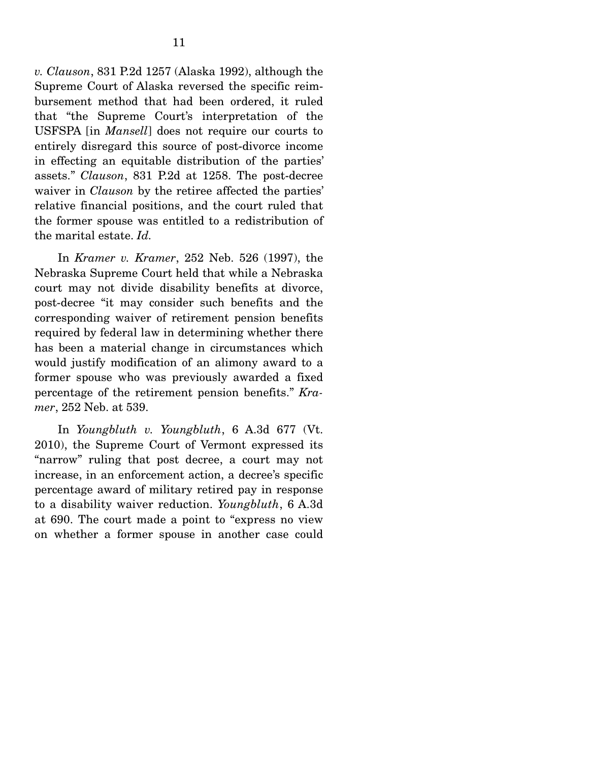*v. Clauson*, 831 P.2d 1257 (Alaska 1992), although the Supreme Court of Alaska reversed the specific reimbursement method that had been ordered, it ruled that "the Supreme Court's interpretation of the USFSPA [in *Mansell*] does not require our courts to entirely disregard this source of post-divorce income in effecting an equitable distribution of the parties' assets." *Clauson*, 831 P.2d at 1258. The post-decree waiver in *Clauson* by the retiree affected the parties' relative financial positions, and the court ruled that the former spouse was entitled to a redistribution of the marital estate. *Id.*

In *Kramer v. Kramer*, 252 Neb. 526 (1997), the Nebraska Supreme Court held that while a Nebraska court may not divide disability benefits at divorce, post-decree "it may consider such benefits and the corresponding waiver of retirement pension benefits required by federal law in determining whether there has been a material change in circumstances which would justify modification of an alimony award to a former spouse who was previously awarded a fixed percentage of the retirement pension benefits." *Kramer*, 252 Neb. at 539.

In *Youngbluth v. Youngbluth*, 6 A.3d 677 (Vt. 2010), the Supreme Court of Vermont expressed its "narrow" ruling that post decree, a court may not increase, in an enforcement action, a decree's specific percentage award of military retired pay in response to a disability waiver reduction. *Youngbluth*, 6 A.3d at 690. The court made a point to "express no view on whether a former spouse in another case could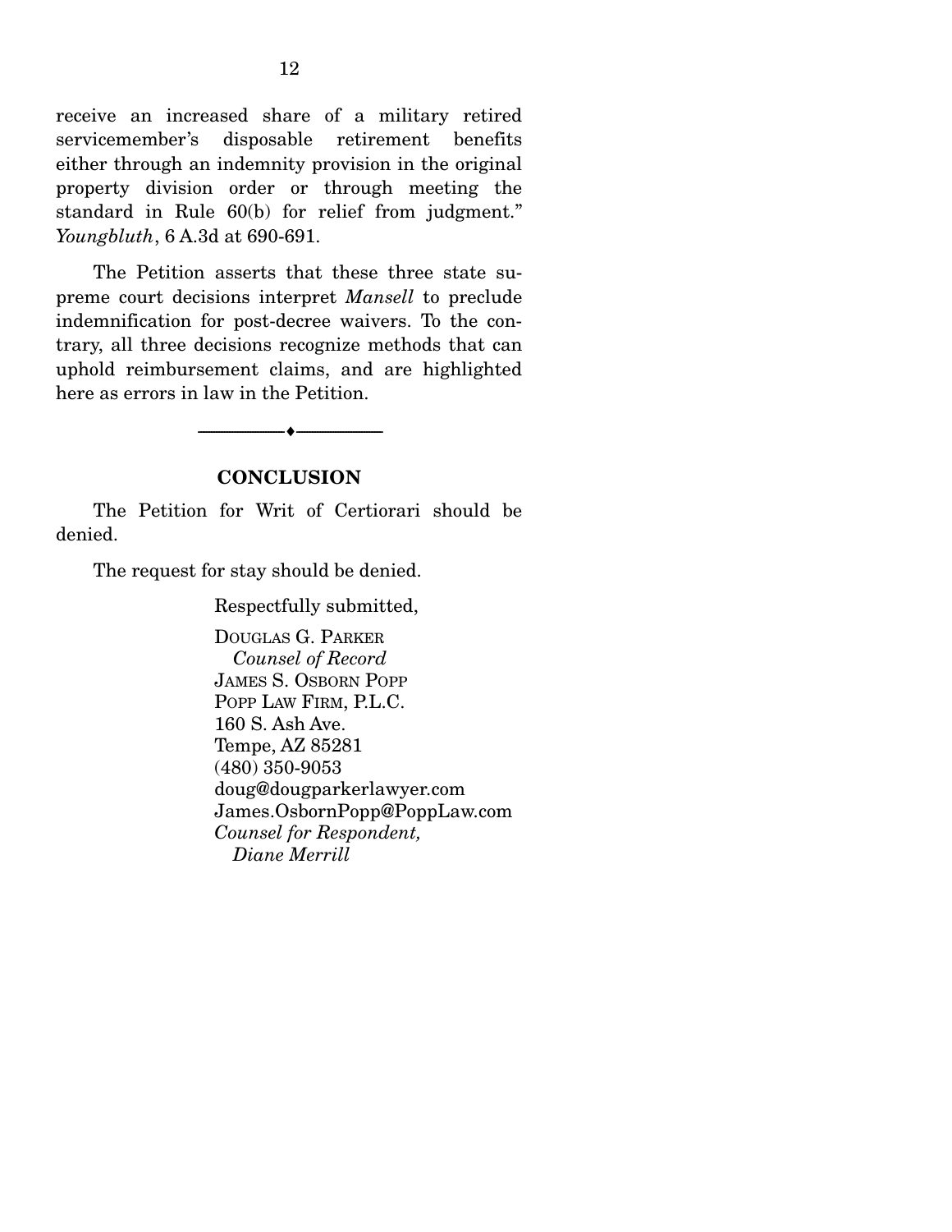receive an increased share of a military retired servicemember's disposable retirement benefits either through an indemnity provision in the original property division order or through meeting the standard in Rule 60(b) for relief from judgment." *Youngbluth*, 6 A.3d at 690-691.

The Petition asserts that these three state supreme court decisions interpret *Mansell* to preclude indemnification for post-decree waivers. To the contrary, all three decisions recognize methods that can uphold reimbursement claims, and are highlighted here as errors in law in the Petition.

---

## CONCLUSION

The Petition for Writ of Certiorari should be denied.

The request for stay should be denied.

Respectfully submitted,

DOUGLAS G. PARKER
*Counsel of Record*
JAMES S. OSBORN POPP
POPP LAW FIRM, P.L.C.
160 S. Ash Ave.
Tempe, AZ 85281
(480) 350-9053
doug@dougparkerlawyer.com
James.OsbornPopp@PoppLaw.com
*Counsel for Respondent,*
*Diane Merrill*